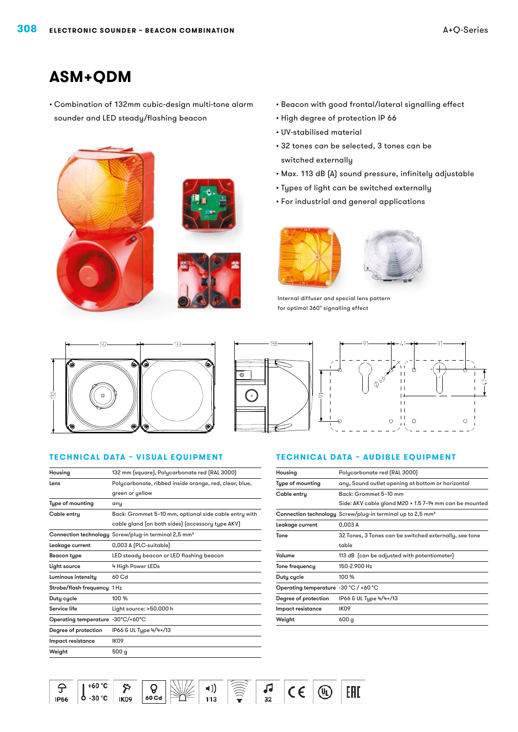# ASM+QDM

- Combination of 132mm cubic-design multi-tone alarm sounder and LED steady/flashing beacon
- Beacon with good frontal/lateral signalling effect
- High degree of protection IP 66
- UV-stabilised material
- 32 tones can be selected, 3 tones can be switched externally
- Max. 113 dB (A) sound pressure, infinitely adjustable
- Types of light can be switched externally
- For industrial and general applications

Internal diffuser and special lens pattern for optimal 360° signalling effect

## TECHNICAL DATA – VISUAL EQUIPMENT

| | |
|---|---|
| Housing | 132 mm (square), Polycarbonate red (RAL 3000) |
| Lens | Polycarbonate, ribbed inside orange, red, clear, blue, green or yellow |
| Type of mounting | any |
| Cable entry | Back: Grommet 5–10 mm, optional side cable entry with cable gland (on both sides) (accessory type AKV) |
| Connection technology | Screw/plug-in terminal 2,5 mm² |
| Leakage current | 0,003 A (PLC-suitable) |
| Beacon type | LED steady beacon or LED flashing beacon |
| Light source | 4 High Power LEDs |
| Luminous intensity | 60 Cd |
| Strobe/flash frequency | 1 Hz |
| Duty cycle | 100 % |
| Service life | Light source: >50.000 h |
| Operating temperature | -30°C/+60°C |
| Degree of protection | IP66 & UL Type 4/4x/13 |
| Impact resistance | IK09 |
| Weight | 500 g |

## TECHNICAL DATA – AUDIBLE EQUIPMENT

| | |
|---|---|
| Housing | Polycarbonate red (RAL 3000) |
| Type of mounting | any, Sound outlet opening at bottom or horizontal |
| Cable entry | Back: Grommet 5–10 mm<br>Side: AKV cable gland M20 × 1.5 7–14 mm can be mounted |
| Connection technology | Screw/plug-in terminal up to 2,5 mm² |
| Leakage current | 0,003 A |
| Tone | 32 Tones, 3 Tones can be switched externally, see tone table |
| Volume | 113 dB (can be adjusted with potentiometer) |
| Tone frequency | 150-2.900 Hz |
| Duty cycle | 100 % |
| Operating temperature | -30 °C / +60 °C |
| Degree of protection | IP66 & UL Type 4/4x/13 |
| Impact resistance | IK09 |
| Weight | 600 g |

IP66 | +60 °C -30 °C | IK09 | 60 Cd | 113 | 32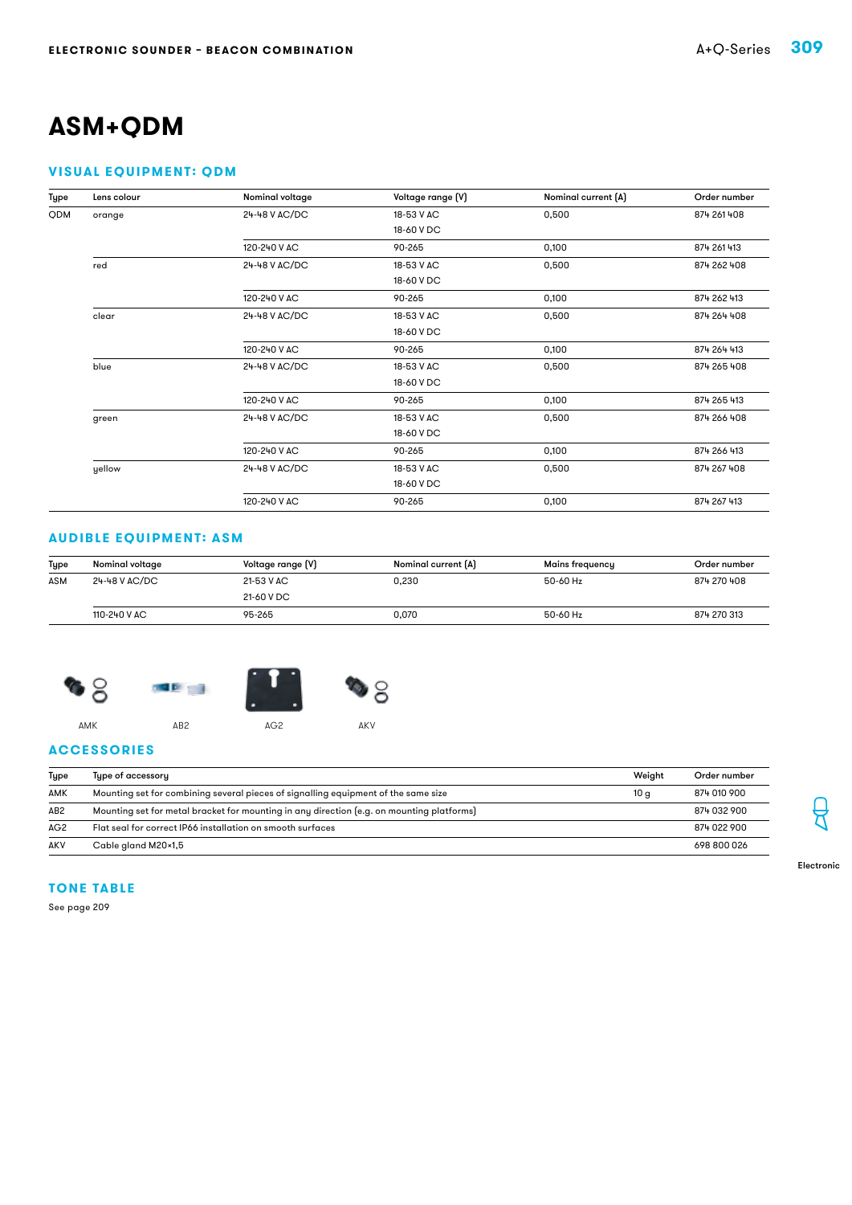# ASM+QDM

## VISUAL EQUIPMENT: QDM

| Type | Lens colour | Nominal voltage | Voltage range (V) | Nominal current (A) | Order number |
|---|---|---|---|---|---|
| QDM | orange | 24-48 V AC/DC | 18-53 V AC<br>18-60 V DC | 0,500 | 874 261 408 |
| | | 120-240 V AC | 90-265 | 0,100 | 874 261 413 |
| | red | 24-48 V AC/DC | 18-53 V AC<br>18-60 V DC | 0,500 | 874 262 408 |
| | | 120-240 V AC | 90-265 | 0,100 | 874 262 413 |
| | clear | 24-48 V AC/DC | 18-53 V AC<br>18-60 V DC | 0,500 | 874 264 408 |
| | | 120-240 V AC | 90-265 | 0,100 | 874 264 413 |
| | blue | 24-48 V AC/DC | 18-53 V AC<br>18-60 V DC | 0,500 | 874 265 408 |
| | | 120-240 V AC | 90-265 | 0,100 | 874 265 413 |
| | green | 24-48 V AC/DC | 18-53 V AC<br>18-60 V DC | 0,500 | 874 266 408 |
| | | 120-240 V AC | 90-265 | 0,100 | 874 266 413 |
| | yellow | 24-48 V AC/DC | 18-53 V AC<br>18-60 V DC | 0,500 | 874 267 408 |
| | | 120-240 V AC | 90-265 | 0,100 | 874 267 413 |

## AUDIBLE EQUIPMENT: ASM

| Type | Nominal voltage | Voltage range (V) | Nominal current (A) | Mains frequency | Order number |
|---|---|---|---|---|---|
| ASM | 24-48 V AC/DC | 21-53 V AC<br>21-60 V DC | 0,230 | 50-60 Hz | 874 270 408 |
| | 110-240 V AC | 95-265 | 0,070 | 50-60 Hz | 874 270 313 |

AMK AB2 AG2 AKV

## ACCESSORIES

| Type | Type of accessory | Weight | Order number |
|---|---|---|---|
| AMK | Mounting set for combining several pieces of signalling equipment of the same size | 10 g | 874 010 900 |
| AB2 | Mounting set for metal bracket for mounting in any direction (e.g. on mounting platforms) | | 874 032 900 |
| AG2 | Flat seal for correct IP66 installation on smooth surfaces | | 874 022 900 |
| AKV | Cable gland M20×1,5 | | 698 800 026 |

## TONE TABLE

See page 209